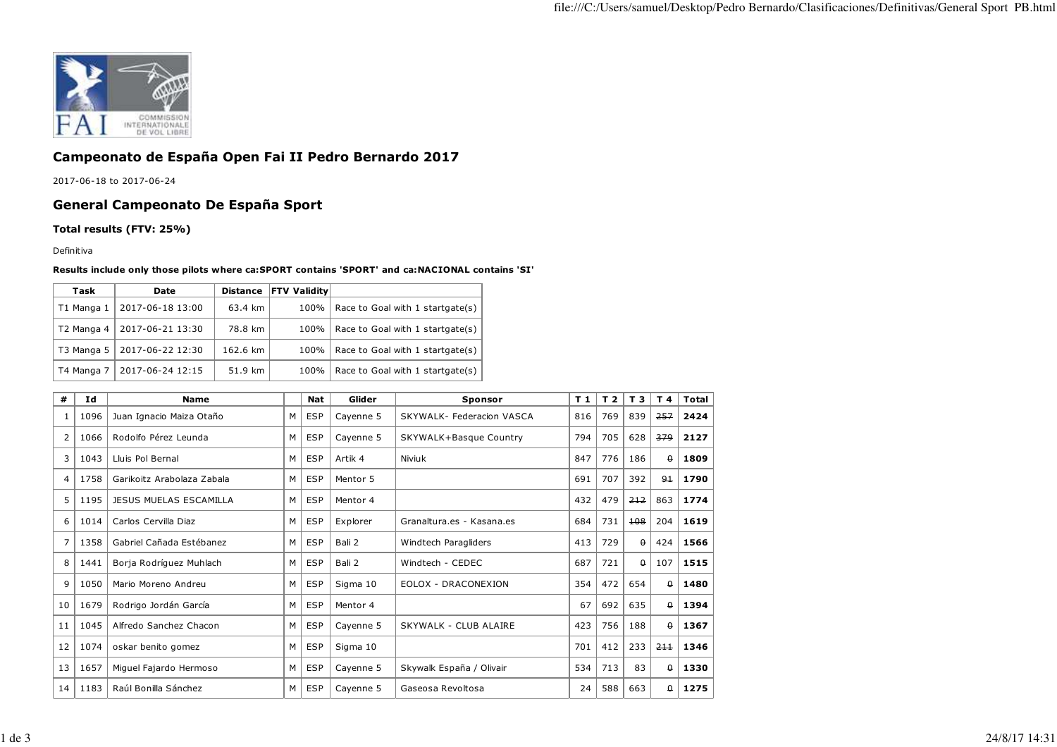# Campeonato de España Open Fai II Pedro Bernardo 2017

2017-06-18 to 2017-06-24

## General Campeonato De España Sport

### Total results (FTV: 25%)

Definitiva

**Results include only those pilots where ca:SPORT contains 'SPORT' and ca:NACIONAL contains 'SI'**

| Task | Date | Distance | FTV Validity | |
|---|---|---|---|---|
| T1 Manga 1 | 2017-06-18 13:00 | 63.4 km | 100% | Race to Goal with 1 startgate(s) |
| T2 Manga 4 | 2017-06-21 13:30 | 78.8 km | 100% | Race to Goal with 1 startgate(s) |
| T3 Manga 5 | 2017-06-22 12:30 | 162.6 km | 100% | Race to Goal with 1 startgate(s) |
| T4 Manga 7 | 2017-06-24 12:15 | 51.9 km | 100% | Race to Goal with 1 startgate(s) |

| # | Id | Name | | Nat | Glider | Sponsor | T 1 | T 2 | T 3 | T 4 | Total |
|---|---|---|---|---|---|---|---|---|---|---|---|
| 1 | 1096 | Juan Ignacio Maiza Otaño | M | ESP | Cayenne 5 | SKYWALK- Federacion VASCA | 816 | 769 | 839 | ~~257~~ | **2424** |
| 2 | 1066 | Rodolfo Pérez Leunda | M | ESP | Cayenne 5 | SKYWALK+Basque Country | 794 | 705 | 628 | ~~379~~ | **2127** |
| 3 | 1043 | Lluis Pol Bernal | M | ESP | Artik 4 | Niviuk | 847 | 776 | 186 | ~~0~~ | **1809** |
| 4 | 1758 | Garikoitz Arabolaza Zabala | M | ESP | Mentor 5 | | 691 | 707 | 392 | ~~91~~ | **1790** |
| 5 | 1195 | JESUS MUELAS ESCAMILLA | M | ESP | Mentor 4 | | 432 | 479 | ~~212~~ | 863 | **1774** |
| 6 | 1014 | Carlos Cervilla Diaz | M | ESP | Explorer | Granaltura.es - Kasana.es | 684 | 731 | ~~108~~ | 204 | **1619** |
| 7 | 1358 | Gabriel Cañada Estébanez | M | ESP | Bali 2 | Windtech Paragliders | 413 | 729 | ~~0~~ | 424 | **1566** |
| 8 | 1441 | Borja Rodríguez Muhlach | M | ESP | Bali 2 | Windtech - CEDEC | 687 | 721 | ~~0~~ | 107 | **1515** |
| 9 | 1050 | Mario Moreno Andreu | M | ESP | Sigma 10 | EOLOX - DRACONEXION | 354 | 472 | 654 | ~~0~~ | **1480** |
| 10 | 1679 | Rodrigo Jordán García | M | ESP | Mentor 4 | | 67 | 692 | 635 | ~~0~~ | **1394** |
| 11 | 1045 | Alfredo Sanchez Chacon | M | ESP | Cayenne 5 | SKYWALK - CLUB ALAIRE | 423 | 756 | 188 | ~~0~~ | **1367** |
| 12 | 1074 | oskar benito gomez | M | ESP | Sigma 10 | | 701 | 412 | 233 | ~~211~~ | **1346** |
| 13 | 1657 | Miguel Fajardo Hermoso | M | ESP | Cayenne 5 | Skywalk España / Olivair | 534 | 713 | 83 | ~~0~~ | **1330** |
| 14 | 1183 | Raúl Bonilla Sánchez | M | ESP | Cayenne 5 | Gaseosa Revoltosa | 24 | 588 | 663 | ~~0~~ | **1275** |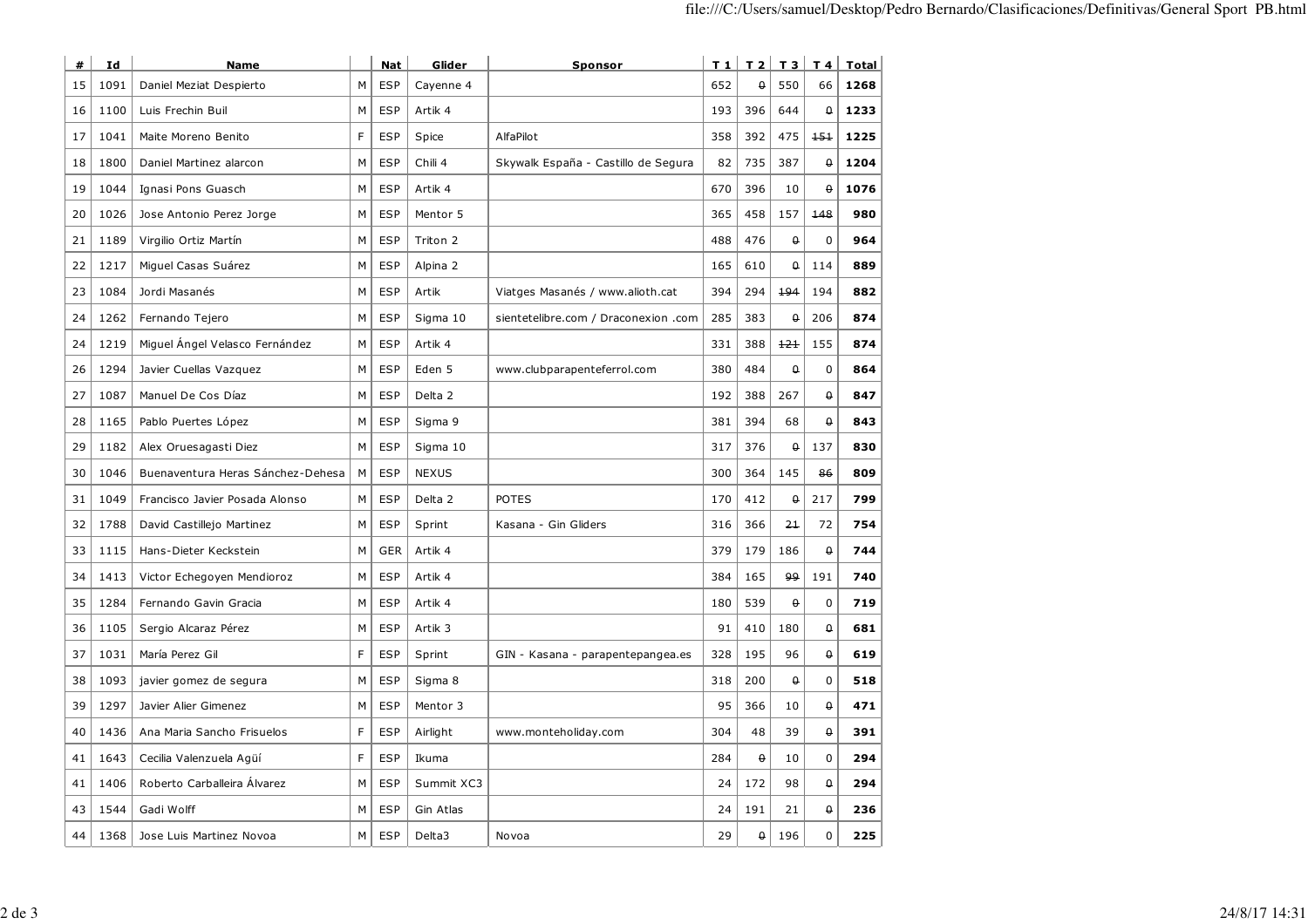| # | Id | Name | | Nat | Glider | Sponsor | T 1 | T 2 | T 3 | T 4 | Total |
|---|---|---|---|---|---|---|---|---|---|---|---|
| 15 | 1091 | Daniel Meziat Despierto | M | ESP | Cayenne 4 | | 652 | ~~0~~ | 550 | 66 | **1268** |
| 16 | 1100 | Luis Frechin Buil | M | ESP | Artik 4 | | 193 | 396 | 644 | ~~0~~ | **1233** |
| 17 | 1041 | Maite Moreno Benito | F | ESP | Spice | AlfaPilot | 358 | 392 | 475 | ~~151~~ | **1225** |
| 18 | 1800 | Daniel Martinez alarcon | M | ESP | Chili 4 | Skywalk España - Castillo de Segura | 82 | 735 | 387 | ~~0~~ | **1204** |
| 19 | 1044 | Ignasi Pons Guasch | M | ESP | Artik 4 | | 670 | 396 | 10 | ~~0~~ | **1076** |
| 20 | 1026 | Jose Antonio Perez Jorge | M | ESP | Mentor 5 | | 365 | 458 | 157 | ~~148~~ | **980** |
| 21 | 1189 | Virgilio Ortiz Martín | M | ESP | Triton 2 | | 488 | 476 | ~~0~~ | 0 | **964** |
| 22 | 1217 | Miguel Casas Suárez | M | ESP | Alpina 2 | | 165 | 610 | ~~0~~ | 114 | **889** |
| 23 | 1084 | Jordi Masanés | M | ESP | Artik | Viatges Masanés / www.alioth.cat | 394 | 294 | ~~194~~ | 194 | **882** |
| 24 | 1262 | Fernando Tejero | M | ESP | Sigma 10 | sientetelibre.com / Draconexion .com | 285 | 383 | ~~0~~ | 206 | **874** |
| 24 | 1219 | Miguel Ángel Velasco Fernández | M | ESP | Artik 4 | | 331 | 388 | ~~121~~ | 155 | **874** |
| 26 | 1294 | Javier Cuellas Vazquez | M | ESP | Eden 5 | www.clubparapenteferrol.com | 380 | 484 | ~~0~~ | 0 | **864** |
| 27 | 1087 | Manuel De Cos Díaz | M | ESP | Delta 2 | | 192 | 388 | 267 | ~~0~~ | **847** |
| 28 | 1165 | Pablo Puertes López | M | ESP | Sigma 9 | | 381 | 394 | 68 | ~~0~~ | **843** |
| 29 | 1182 | Alex Oruesagasti Diez | M | ESP | Sigma 10 | | 317 | 376 | ~~0~~ | 137 | **830** |
| 30 | 1046 | Buenaventura Heras Sánchez-Dehesa | M | ESP | NEXUS | | 300 | 364 | 145 | ~~86~~ | **809** |
| 31 | 1049 | Francisco Javier Posada Alonso | M | ESP | Delta 2 | POTES | 170 | 412 | ~~0~~ | 217 | **799** |
| 32 | 1788 | David Castillejo Martinez | M | ESP | Sprint | Kasana - Gin Gliders | 316 | 366 | ~~21~~ | 72 | **754** |
| 33 | 1115 | Hans-Dieter Keckstein | M | GER | Artik 4 | | 379 | 179 | 186 | ~~0~~ | **744** |
| 34 | 1413 | Victor Echegoyen Mendioroz | M | ESP | Artik 4 | | 384 | 165 | ~~99~~ | 191 | **740** |
| 35 | 1284 | Fernando Gavin Gracia | M | ESP | Artik 4 | | 180 | 539 | ~~0~~ | 0 | **719** |
| 36 | 1105 | Sergio Alcaraz Pérez | M | ESP | Artik 3 | | 91 | 410 | 180 | ~~0~~ | **681** |
| 37 | 1031 | María Perez Gil | F | ESP | Sprint | GIN - Kasana - parapentepangea.es | 328 | 195 | 96 | ~~0~~ | **619** |
| 38 | 1093 | javier gomez de segura | M | ESP | Sigma 8 | | 318 | 200 | ~~0~~ | 0 | **518** |
| 39 | 1297 | Javier Alier Gimenez | M | ESP | Mentor 3 | | 95 | 366 | 10 | ~~0~~ | **471** |
| 40 | 1436 | Ana Maria Sancho Frisuelos | F | ESP | Airlight | www.monteholiday.com | 304 | 48 | 39 | ~~0~~ | **391** |
| 41 | 1643 | Cecilia Valenzuela Agüí | F | ESP | Ikuma | | 284 | ~~0~~ | 10 | 0 | **294** |
| 41 | 1406 | Roberto Carballeira Álvarez | M | ESP | Summit XC3 | | 24 | 172 | 98 | ~~0~~ | **294** |
| 43 | 1544 | Gadi Wolff | M | ESP | Gin Atlas | | 24 | 191 | 21 | ~~0~~ | **236** |
| 44 | 1368 | Jose Luis Martinez Novoa | M | ESP | Delta3 | Novoa | 29 | ~~0~~ | 196 | 0 | **225** |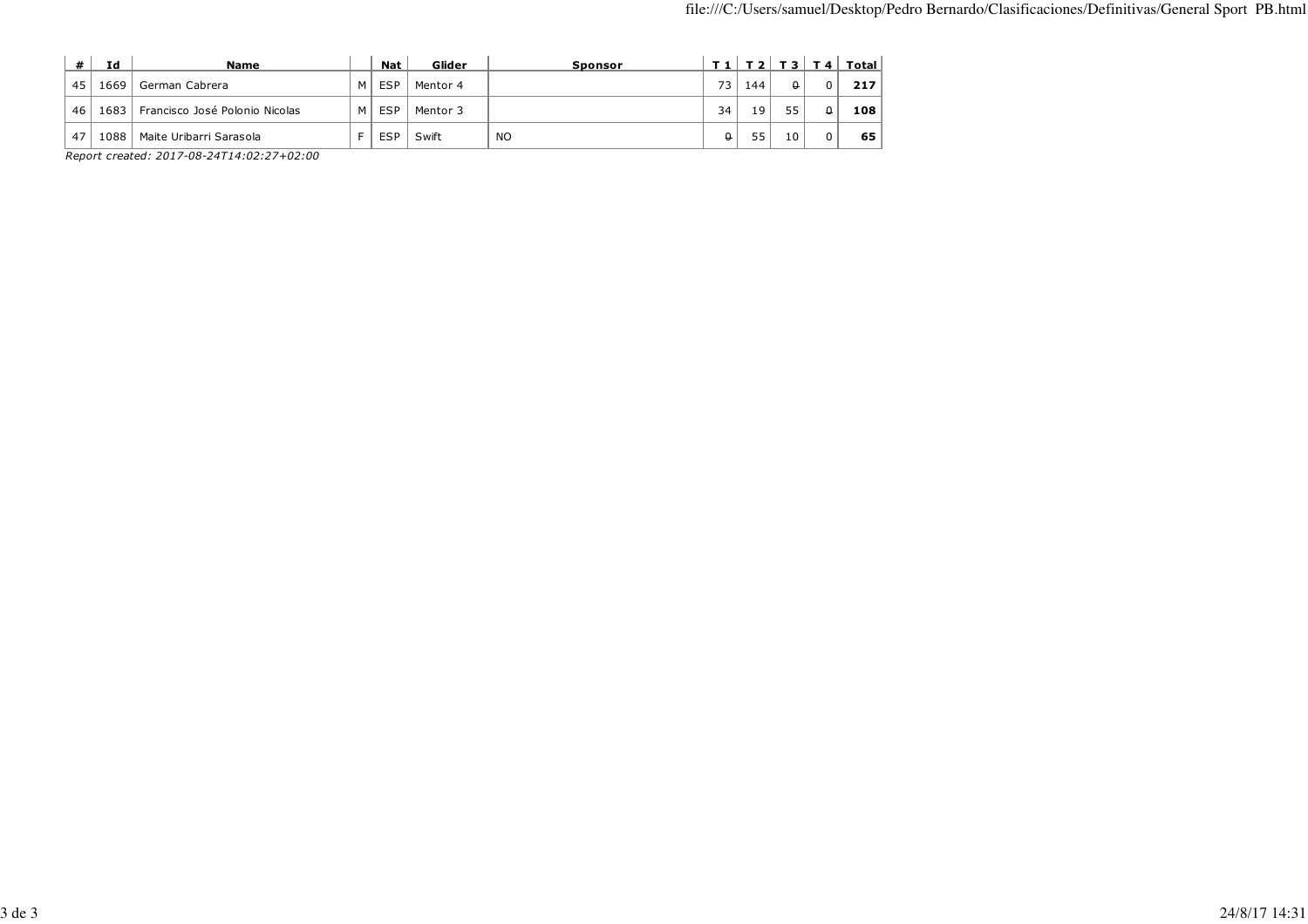| # | Id | Name | | Nat | Glider | Sponsor | T 1 | T 2 | T 3 | T 4 | Total |
|---|---|---|---|---|---|---|---|---|---|---|---|
| 45 | 1669 | German Cabrera | M | ESP | Mentor 4 | | 73 | 144 | ~~0~~ | 0 | **217** |
| 46 | 1683 | Francisco José Polonio Nicolas | M | ESP | Mentor 3 | | 34 | 19 | 55 | ~~0~~ | **108** |
| 47 | 1088 | Maite Uribarri Sarasola | F | ESP | Swift | NO | ~~0~~ | 55 | 10 | 0 | **65** |

*Report created: 2017-08-24T14:02:27+02:00*